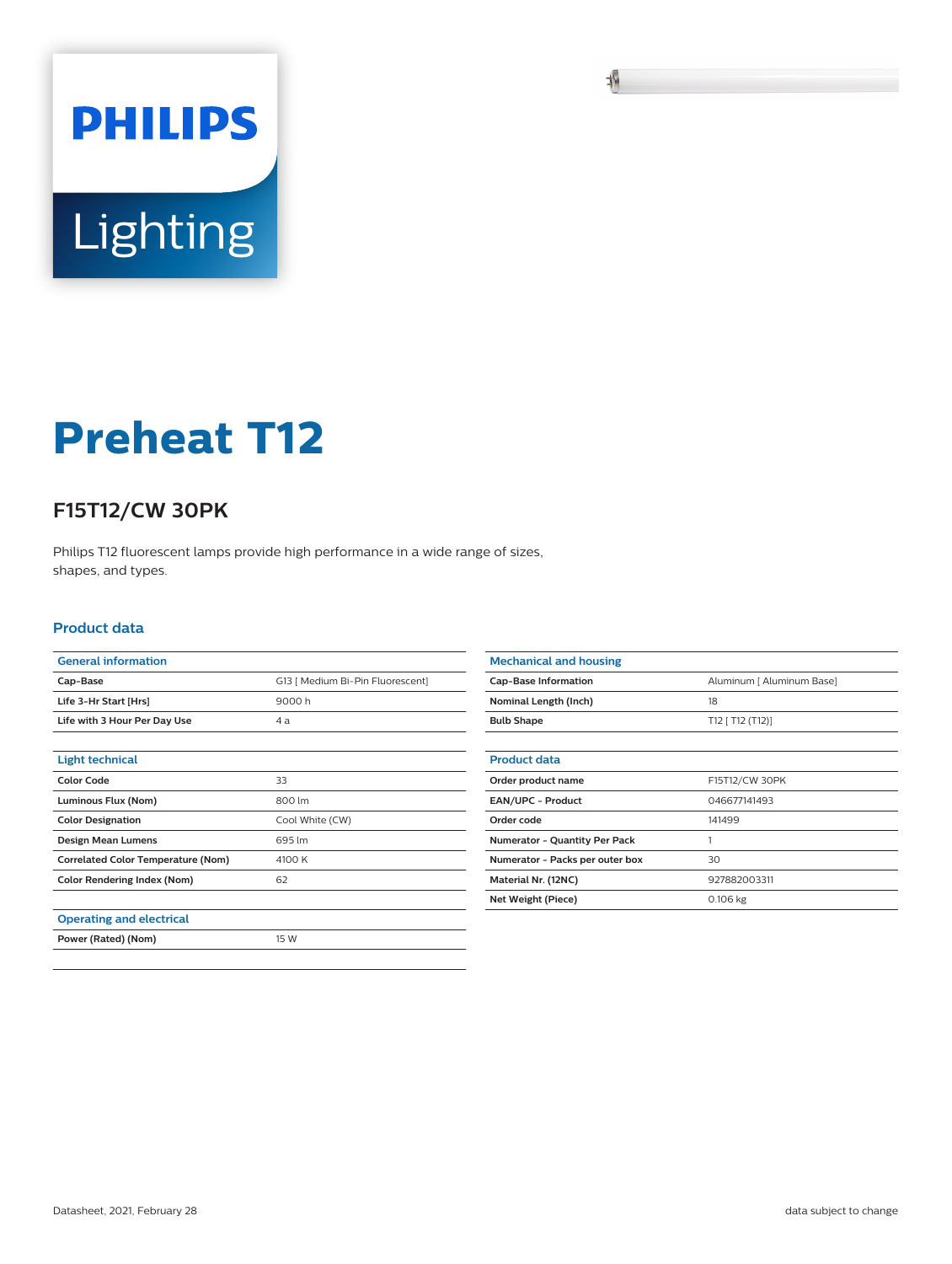PHILIPS

Lighting

# Preheat T12

## F15T12/CW 30PK

Philips T12 fluorescent lamps provide high performance in a wide range of sizes, shapes, and types.

### Product data

| General information | |
|---|---|
| Cap-Base | G13 [ Medium Bi-Pin Fluorescent] |
| Life 3-Hr Start [Hrs] | 9000 h |
| Life with 3 Hour Per Day Use | 4 a |

| Light technical | |
|---|---|
| Color Code | 33 |
| Luminous Flux (Nom) | 800 lm |
| Color Designation | Cool White (CW) |
| Design Mean Lumens | 695 lm |
| Correlated Color Temperature (Nom) | 4100 K |
| Color Rendering Index (Nom) | 62 |

| Operating and electrical | |
|---|---|
| Power (Rated) (Nom) | 15 W |

| Mechanical and housing | |
|---|---|
| Cap-Base Information | Aluminum [ Aluminum Base] |
| Nominal Length (Inch) | 18 |
| Bulb Shape | T12 [ T12 (T12)] |

| Product data | |
|---|---|
| Order product name | F15T12/CW 30PK |
| EAN/UPC - Product | 046677141493 |
| Order code | 141499 |
| Numerator - Quantity Per Pack | 1 |
| Numerator - Packs per outer box | 30 |
| Material Nr. (12NC) | 927882003311 |
| Net Weight (Piece) | 0.106 kg |

Datasheet, 2021, February 28

data subject to change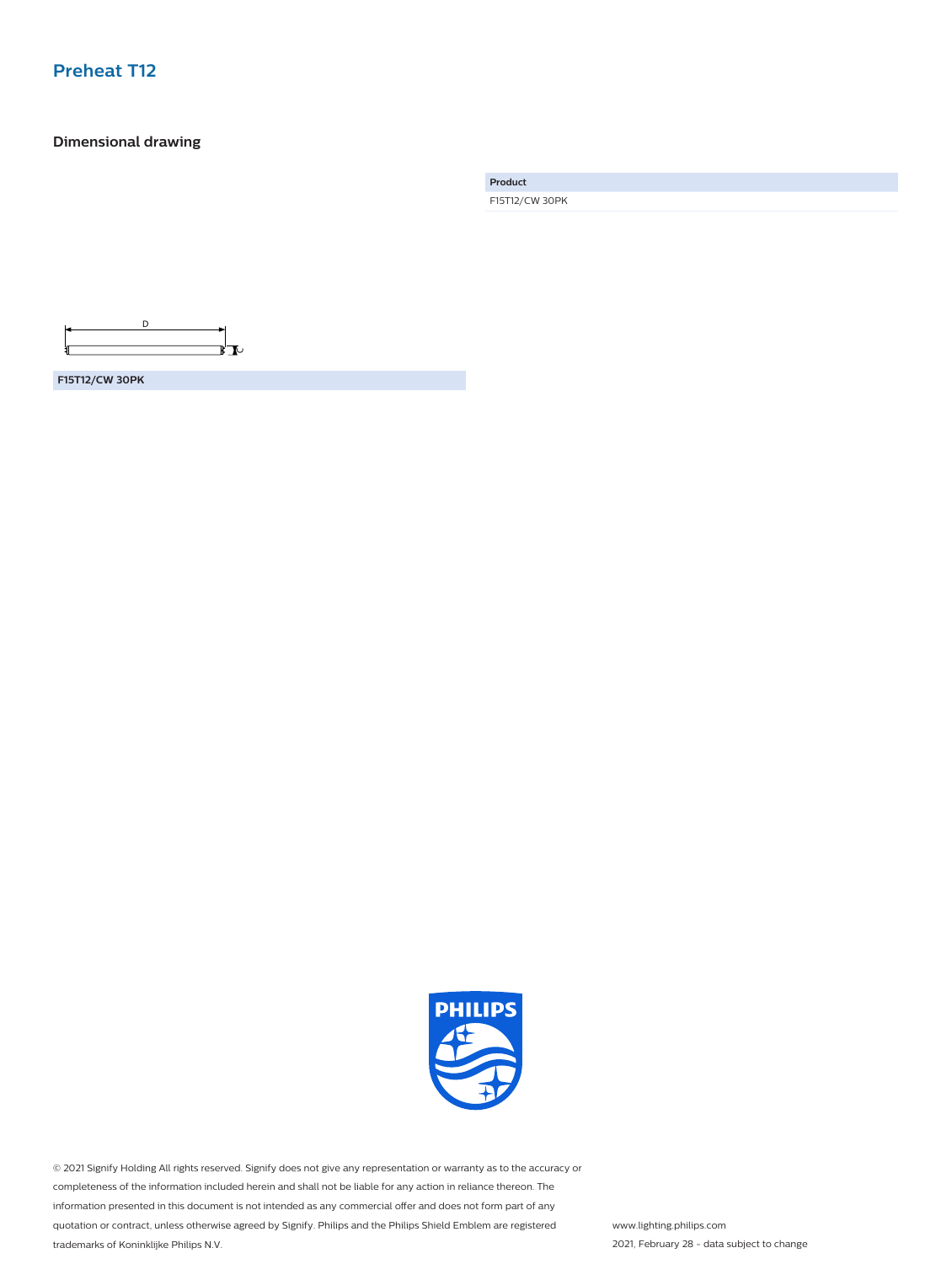## Preheat T12

### Dimensional drawing

| Product |
| --- |
| F15T12/CW 30PK |

D

C

**F15T12/CW 30PK**

© 2021 Signify Holding All rights reserved. Signify does not give any representation or warranty as to the accuracy or completeness of the information included herein and shall not be liable for any action in reliance thereon. The information presented in this document is not intended as any commercial offer and does not form part of any quotation or contract, unless otherwise agreed by Signify. Philips and the Philips Shield Emblem are registered trademarks of Koninklijke Philips N.V.

www.lighting.philips.com

2021, February 28 - data subject to change